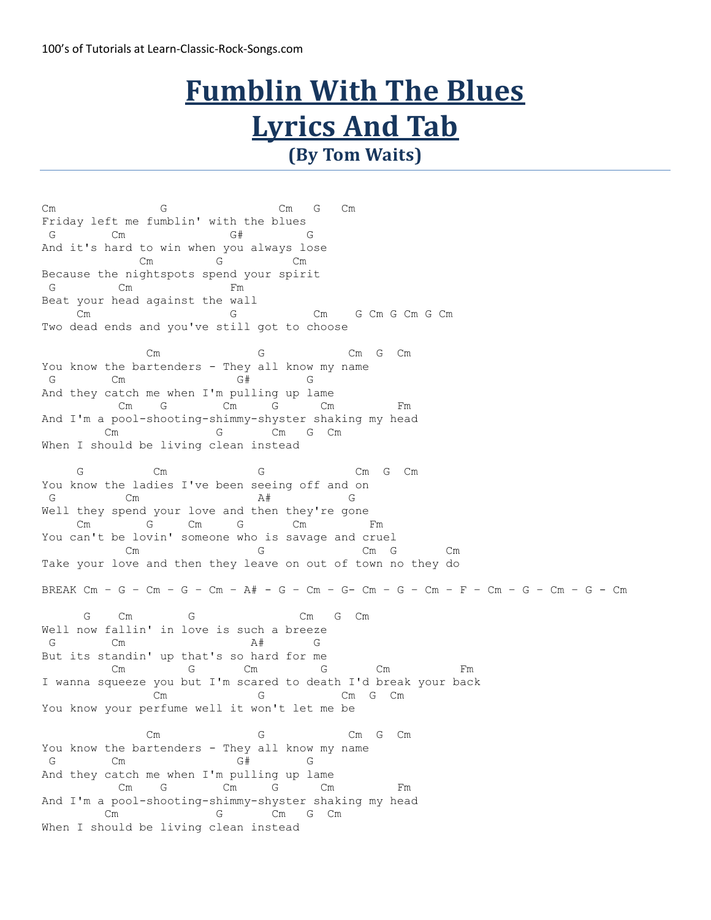100's of Tutorials at Learn-Classic-Rock-Songs.com

# Fumblin With The Blues Lyrics And Tab

### (By Tom Waits)

```
Cm              G                Cm   G   Cm
Friday left me fumblin' with the blues
 G        Cm             G#         G
And it's hard to win when you always lose
              Cm         G          Cm
Because the nightspots spend your spirit
 G         Cm             Fm
Beat your head against the wall
     Cm                   G           Cm    G Cm G Cm G Cm
Two dead ends and you've still got to choose

               Cm              G            Cm  G  Cm
You know the bartenders - They all know my name
 G        Cm                G#        G
And they catch me when I'm pulling up lame
           Cm    G        Cm     G      Cm         Fm
And I'm a pool-shooting-shimmy-shyster shaking my head
         Cm              G       Cm   G  Cm
When I should be living clean instead

     G          Cm             G              Cm  G  Cm
You know the ladies I've been seeing off and on
 G          Cm                 A#         G
Well they spend your love and then they're gone
     Cm        G     Cm     G       Cm         Fm
You can't be lovin' someone who is savage and cruel
           Cm                G              Cm  G       Cm
Take your love and then they leave on out of town no they do

BREAK Cm – G – Cm – G – Cm – A# - G – Cm – G- Cm – G – Cm – F – Cm – G – Cm – G - Cm

      G    Cm        G               Cm   G  Cm
Well now fallin' in love is such a breeze
 G        Cm                 A#       G
But its standin' up that's so hard for me
        Cm        G       Cm        G       Cm          Fm
I wanna squeeze you but I'm scared to death I'd break your back
              Cm             G          Cm  G  Cm
You know your perfume well it won't let me be

               Cm              G            Cm  G  Cm
You know the bartenders - They all know my name
 G        Cm                G#        G
And they catch me when I'm pulling up lame
           Cm    G        Cm     G      Cm         Fm
And I'm a pool-shooting-shimmy-shyster shaking my head
         Cm              G       Cm   G  Cm
When I should be living clean instead
```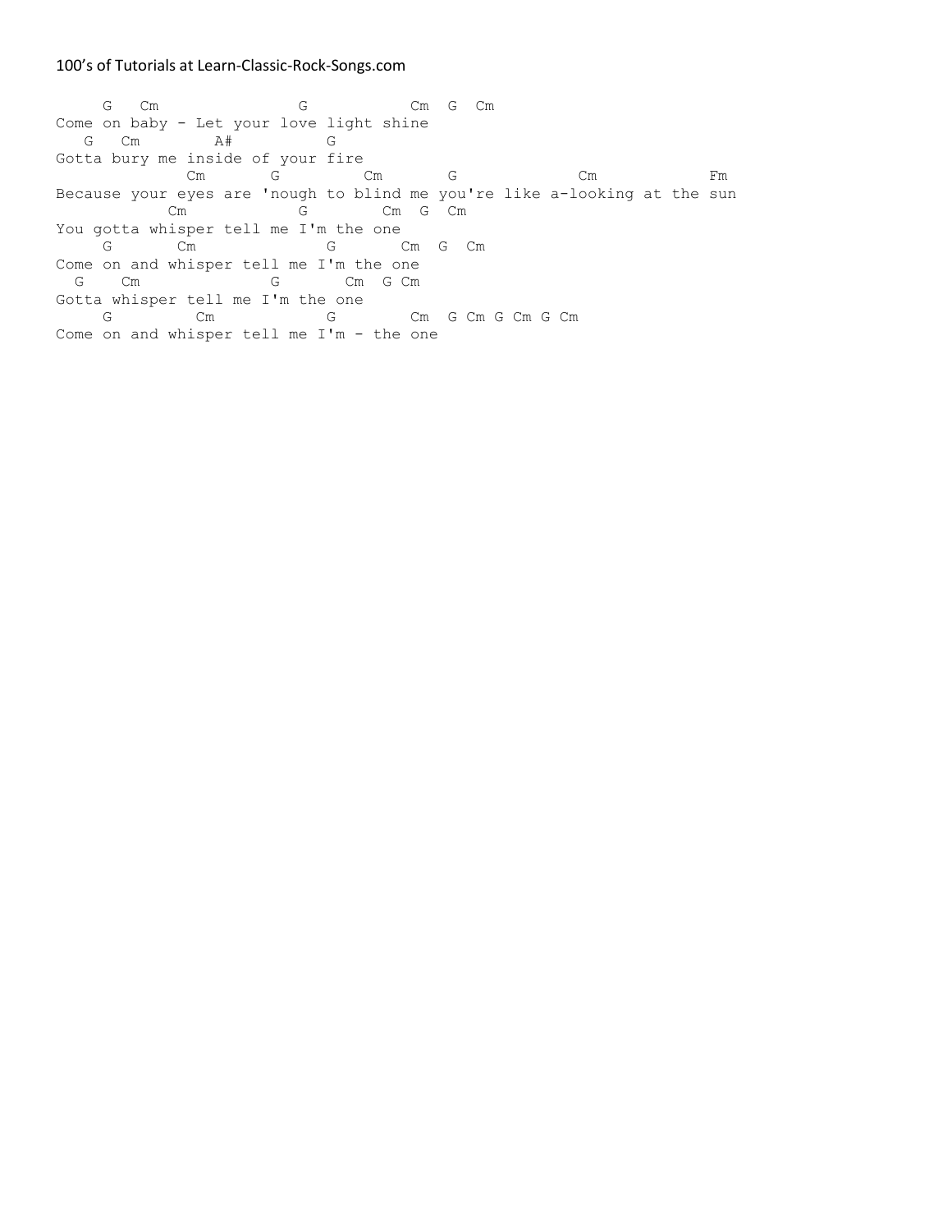```
     G   Cm               G           Cm  G  Cm
Come on baby - Let your love light shine
   G   Cm        A#          G
Gotta bury me inside of your fire
              Cm       G         Cm       G             Cm             Fm
Because your eyes are 'nough to blind me you're like a-looking at the sun
            Cm            G        Cm  G  Cm
You gotta whisper tell me I'm the one
     G       Cm              G       Cm  G  Cm
Come on and whisper tell me I'm the one
  G    Cm             G       Cm  G Cm
Gotta whisper tell me I'm the one
     G         Cm            G        Cm  G Cm G Cm G Cm
Come on and whisper tell me I'm - the one
```